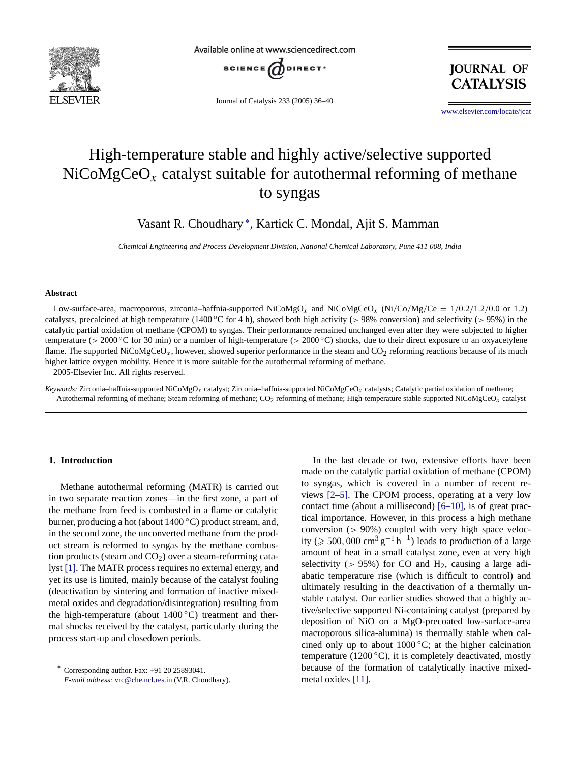# High-temperature stable and highly active/selective supported $NiCoMgCeO_x$ catalyst suitable for autothermal reforming of methane to syngas

Vasant R. Choudhary [*], Kartick C. Mondal, Ajit S. Mamman

*Chemical Engineering and Process Development Division, National Chemical Laboratory, Pune 411 008, India*

---

## Abstract

Low-surface-area, macroporous, zirconia–haffnia-supported $NiCoMgO_x$ and $NiCoMgCeO_x$ (Ni/Co/Mg/Ce = 1/0.2/1.2/0.0 or 1.2) catalysts, precalcined at high temperature (1400 °C for 4 h), showed both high activity (> 98% conversion) and selectivity (> 95%) in the catalytic partial oxidation of methane (CPOM) to syngas. Their performance remained unchanged even after they were subjected to higher temperature (> 2000 °C for 30 min) or a number of high-temperature (> 2000 °C) shocks, due to their direct exposure to an oxyacetylene flame. The supported $NiCoMgCeO_x$, however, showed superior performance in the steam and $CO_2$ reforming reactions because of its much higher lattice oxygen mobility. Hence it is more suitable for the autothermal reforming of methane.

2005-Elsevier Inc. All rights reserved.

*Keywords:* Zirconia–haffnia-supported $NiCoMgO_x$ catalyst; Zirconia–haffnia-supported $NiCoMgCeO_x$ catalysts; Catalytic partial oxidation of methane; Autothermal reforming of methane; Steam reforming of methane; $CO_2$ reforming of methane; High-temperature stable supported $NiCoMgCeO_x$ catalyst

---

## 1. Introduction

Methane autothermal reforming (MATR) is carried out in two separate reaction zones—in the first zone, a part of the methane from feed is combusted in a flame or catalytic burner, producing a hot (about 1400 °C) product stream, and, in the second zone, the unconverted methane from the product stream is reformed to syngas by the methane combustion products (steam and $CO_2$) over a steam-reforming catalyst [1]. The MATR process requires no external energy, and yet its use is limited, mainly because of the catalyst fouling (deactivation by sintering and formation of inactive mixed-metal oxides and degradation/disintegration) resulting from the high-temperature (about 1400 °C) treatment and thermal shocks received by the catalyst, particularly during the process start-up and closedown periods.

In the last decade or two, extensive efforts have been made on the catalytic partial oxidation of methane (CPOM) to syngas, which is covered in a number of recent reviews [2–5]. The CPOM process, operating at a very low contact time (about a millisecond) [6–10], is of great practical importance. However, in this process a high methane conversion (> 90%) coupled with very high space velocity ($\geqslant 500,000\ cm^3\ g^{-1}\ h^{-1}$) leads to production of a large amount of heat in a small catalyst zone, even at very high selectivity (> 95%) for CO and $H_2$, causing a large adiabatic temperature rise (which is difficult to control) and ultimately resulting in the deactivation of a thermally unstable catalyst. Our earlier studies showed that a highly active/selective supported Ni-containing catalyst (prepared by deposition of NiO on a MgO-precoated low-surface-area macroporous silica-alumina) is thermally stable when calcined only up to about 1000 °C; at the higher calcination temperature (1200 °C), it is completely deactivated, mostly because of the formation of catalytically inactive mixed-metal oxides [11].

[*] Corresponding author. Fax: +91 20 25893041.
*E-mail address:* vrc@che.ncl.res.in (V.R. Choudhary).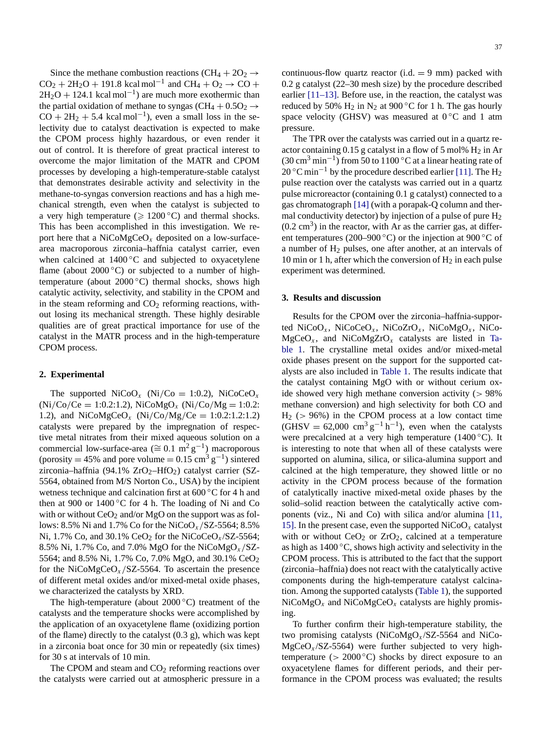Since the methane combustion reactions ($CH_4 + 2O_2 \rightarrow CO_2 + 2H_2O + 191.8$ kcal mol$^{-1}$ and $CH_4 + O_2 \rightarrow CO + 2H_2O + 124.1$ kcal mol$^{-1}$) are much more exothermic than the partial oxidation of methane to syngas ($CH_4 + 0.5O_2 \rightarrow CO + 2H_2 + 5.4$ kcal mol$^{-1}$), even a small loss in the selectivity due to catalyst deactivation is expected to make the CPOM process highly hazardous, or even render it out of control. It is therefore of great practical interest to overcome the major limitation of the MATR and CPOM processes by developing a high-temperature-stable catalyst that demonstrates desirable activity and selectivity in the methane-to-syngas conversion reactions and has a high mechanical strength, even when the catalyst is subjected to a very high temperature ($\geqslant 1200\,°C$) and thermal shocks. This has been accomplished in this investigation. We report here that a $NiCoMgCeO_x$ deposited on a low-surface-area macroporous zirconia–haffnia catalyst carrier, even when calcined at 1400 °C and subjected to oxyacetylene flame (about 2000 °C) or subjected to a number of high-temperature (about 2000 °C) thermal shocks, shows high catalytic activity, selectivity, and stability in the CPOM and in the steam reforming and $CO_2$ reforming reactions, without losing its mechanical strength. These highly desirable qualities are of great practical importance for use of the catalyst in the MATR process and in the high-temperature CPOM process.

## 2. Experimental

The supported $NiCoO_x$ (Ni/Co = 1:0.2), $NiCoCeO_x$ (Ni/Co/Ce = 1:0.2:1.2), $NiCoMgO_x$ (Ni/Co/Mg = 1:0.2:1.2), and $NiCoMgCeO_x$ (Ni/Co/Mg/Ce = 1:0.2:1.2:1.2) catalysts were prepared by the impregnation of respective metal nitrates from their mixed aqueous solution on a commercial low-surface-area ($\cong 0.1$ m$^2$ g$^{-1}$) macroporous (porosity = 45% and pore volume = 0.15 cm$^3$ g$^{-1}$) sintered zirconia–haffnia (94.1% $ZrO_2$–$HfO_2$) catalyst carrier (SZ-5564, obtained from M/S Norton Co., USA) by the incipient wetness technique and calcination first at 600 °C for 4 h and then at 900 or 1400 °C for 4 h. The loading of Ni and Co with or without $CeO_2$ and/or MgO on the support was as follows: 8.5% Ni and 1.7% Co for the $NiCoO_x$/SZ-5564; 8.5% Ni, 1.7% Co, and 30.1% $CeO_2$ for the $NiCoCeO_x$/SZ-5564; 8.5% Ni, 1.7% Co, and 7.0% MgO for the $NiCoMgO_x$/SZ-5564; and 8.5% Ni, 1.7% Co, 7.0% MgO, and 30.1% $CeO_2$ for the $NiCoMgCeO_x$/SZ-5564. To ascertain the presence of different metal oxides and/or mixed-metal oxide phases, we characterized the catalysts by XRD.

The high-temperature (about 2000 °C) treatment of the catalysts and the temperature shocks were accomplished by the application of an oxyacetylene flame (oxidizing portion of the flame) directly to the catalyst (0.3 g), which was kept in a zirconia boat once for 30 min or repeatedly (six times) for 30 s at intervals of 10 min.

The CPOM and steam and $CO_2$ reforming reactions over the catalysts were carried out at atmospheric pressure in a continuous-flow quartz reactor (i.d. = 9 mm) packed with 0.2 g catalyst (22–30 mesh size) by the procedure described earlier [11–13]. Before use, in the reaction, the catalyst was reduced by 50% $H_2$ in $N_2$ at 900 °C for 1 h. The gas hourly space velocity (GHSV) was measured at 0 °C and 1 atm pressure.

The TPR over the catalysts was carried out in a quartz reactor containing 0.15 g catalyst in a flow of 5 mol% $H_2$ in Ar (30 cm$^3$ min$^{-1}$) from 50 to 1100 °C at a linear heating rate of 20 °C min$^{-1}$ by the procedure described earlier [11]. The $H_2$ pulse reaction over the catalysts was carried out in a quartz pulse microreactor (containing 0.1 g catalyst) connected to a gas chromatograph [14] (with a porapak-Q column and thermal conductivity detector) by injection of a pulse of pure $H_2$ (0.2 cm$^3$) in the reactor, with Ar as the carrier gas, at different temperatures (200–900 °C) or the injection at 900 °C of a number of $H_2$ pulses, one after another, at an intervals of 10 min or 1 h, after which the conversion of $H_2$ in each pulse experiment was determined.

## 3. Results and discussion

Results for the CPOM over the zirconia–haffnia-supported $NiCoO_x$, $NiCoCeO_x$, $NiCoZrO_x$, $NiCoMgO_x$, $NiCoMgCeO_x$, and $NiCoMgZrO_x$ catalysts are listed in Table 1. The crystalline metal oxides and/or mixed-metal oxide phases present on the support for the supported catalysts are also included in Table 1. The results indicate that the catalyst containing MgO with or without cerium oxide showed very high methane conversion activity (> 98% methane conversion) and high selectivity for both CO and $H_2$ (> 96%) in the CPOM process at a low contact time (GHSV = 62,000 cm$^3$ g$^{-1}$ h$^{-1}$), even when the catalysts were precalcined at a very high temperature (1400 °C). It is interesting to note that when all of these catalysts were supported on alumina, silica, or silica-alumina support and calcined at the high temperature, they showed little or no activity in the CPOM process because of the formation of catalytically inactive mixed-metal oxide phases by the solid–solid reaction between the catalytically active components (viz., Ni and Co) with silica and/or alumina [11, 15]. In the present case, even the supported $NiCoO_x$ catalyst with or without $CeO_2$ or $ZrO_2$, calcined at a temperature as high as 1400 °C, shows high activity and selectivity in the CPOM process. This is attributed to the fact that the support (zirconia–haffnia) does not react with the catalytically active components during the high-temperature catalyst calcination. Among the supported catalysts (Table 1), the supported $NiCoMgO_x$ and $NiCoMgCeO_x$ catalysts are highly promising.

To further confirm their high-temperature stability, the two promising catalysts ($NiCoMgO_x$/SZ-5564 and $NiCoMgCeO_x$/SZ-5564) were further subjected to very high-temperature (> 2000 °C) shocks by direct exposure to an oxyacetylene flames for different periods, and their performance in the CPOM process was evaluated; the results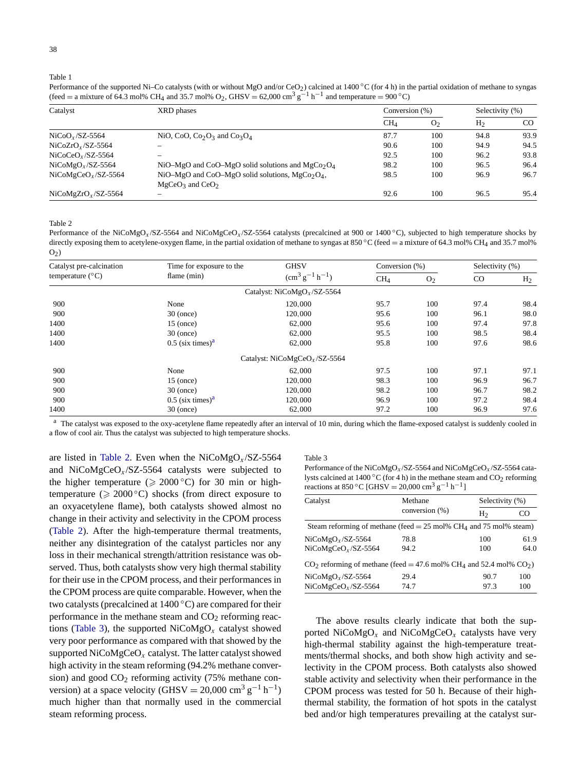Table 1
Performance of the supported Ni–Co catalysts (with or without MgO and/or $CeO_2$) calcined at 1400 °C (for 4 h) in the partial oxidation of methane to syngas (feed = a mixture of 64.3 mol% $CH_4$ and 35.7 mol% $O_2$, GHSV = 62,000 $cm^3\,g^{-1}\,h^{-1}$ and temperature = 900 °C)

| Catalyst | XRD phases | Conversion (%) | | Selectivity (%) | |
|---|---|---|---|---|---|
| | | $CH_4$ | $O_2$ | $H_2$ | CO |
| $NiCoO_x$/SZ-5564 | NiO, CoO, $Co_2O_3$ and $Co_3O_4$ | 87.7 | 100 | 94.8 | 93.9 |
| $NiCoZrO_x$/SZ-5564 | – | 90.6 | 100 | 94.9 | 94.5 |
| $NiCoCeO_x$/SZ-5564 | – | 92.5 | 100 | 96.2 | 93.8 |
| $NiCoMgO_x$/SZ-5564 | NiO–MgO and CoO–MgO solid solutions and $MgCo_2O_4$ | 98.2 | 100 | 96.5 | 96.4 |
| $NiCoMgCeO_x$/SZ-5564 | NiO–MgO and CoO–MgO solid solutions, $MgCo_2O_4$, $MgCeO_3$ and $CeO_2$ | 98.5 | 100 | 96.9 | 96.7 |
| $NiCoMgZrO_x$/SZ-5564 | – | 92.6 | 100 | 96.5 | 95.4 |

Table 2
Performance of the $NiCoMgO_x$/SZ-5564 and $NiCoMgCeO_x$/SZ-5564 catalysts (precalcined at 900 or 1400 °C), subjected to high temperature shocks by directly exposing them to acetylene-oxygen flame, in the partial oxidation of methane to syngas at 850 °C (feed = a mixture of 64.3 mol% $CH_4$ and 35.7 mol% $O_2$)

| Catalyst pre-calcination temperature (°C) | Time for exposure to the flame (min) | GHSV ($cm^3\,g^{-1}\,h^{-1}$) | Conversion (%) | | Selectivity (%) | |
|---|---|---|---|---|---|---|
| | | | $CH_4$ | $O_2$ | CO | $H_2$ |
| | | Catalyst: $NiCoMgO_x$/SZ-5564 | | | | |
| 900 | None | 120,000 | 95.7 | 100 | 97.4 | 98.4 |
| 900 | 30 (once) | 120,000 | 95.6 | 100 | 96.1 | 98.0 |
| 1400 | 15 (once) | 62,000 | 95.6 | 100 | 97.4 | 97.8 |
| 1400 | 30 (once) | 62,000 | 95.5 | 100 | 98.5 | 98.4 |
| 1400 | 0.5 (six times)[a] | 62,000 | 95.8 | 100 | 97.6 | 98.6 |
| | | Catalyst: $NiCoMgCeO_x$/SZ-5564 | | | | |
| 900 | None | 62,000 | 97.5 | 100 | 97.1 | 97.1 |
| 900 | 15 (once) | 120,000 | 98.3 | 100 | 96.9 | 96.7 |
| 900 | 30 (once) | 120,000 | 98.2 | 100 | 96.7 | 98.2 |
| 900 | 0.5 (six times)[a] | 120,000 | 96.9 | 100 | 97.2 | 98.4 |
| 1400 | 30 (once) | 62,000 | 97.2 | 100 | 96.9 | 97.6 |

[a] The catalyst was exposed to the oxy-acetylene flame repeatedly after an interval of 10 min, during which the flame-exposed catalyst is suddenly cooled in a flow of cool air. Thus the catalyst was subjected to high temperature shocks.

are listed in Table 2. Even when the $NiCoMgO_x$/SZ-5564 and $NiCoMgCeO_x$/SZ-5564 catalysts were subjected to the higher temperature (⩾ 2000 °C) for 30 min or high-temperature (⩾ 2000 °C) shocks (from direct exposure to an oxyacetylene flame), both catalysts showed almost no change in their activity and selectivity in the CPOM process (Table 2). After the high-temperature thermal treatments, neither any disintegration of the catalyst particles nor any loss in their mechanical strength/attrition resistance was observed. Thus, both catalysts show very high thermal stability for their use in the CPOM process, and their performances in the CPOM process are quite comparable. However, when the two catalysts (precalcined at 1400 °C) are compared for their performance in the methane steam and $CO_2$ reforming reactions (Table 3), the supported $NiCoMgO_x$ catalyst showed very poor performance as compared with that showed by the supported $NiCoMgCeO_x$ catalyst. The latter catalyst showed high activity in the steam reforming (94.2% methane conversion) and good $CO_2$ reforming activity (75% methane conversion) at a space velocity (GHSV = 20,000 $cm^3\,g^{-1}\,h^{-1}$) much higher than that normally used in the commercial steam reforming process.

Table 3
Performance of the $NiCoMgO_x$/SZ-5564 and $NiCoMgCeO_x$/SZ-5564 catalysts calcined at 1400 °C (for 4 h) in the methane steam and $CO_2$ reforming reactions at 850 °C [GHSV = 20,000 $cm^3\,g^{-1}\,h^{-1}$]

| Catalyst | Methane conversion (%) | Selectivity (%) | |
|---|---|---|---|
| | | $H_2$ | CO |
| Steam reforming of methane (feed = 25 mol% $CH_4$ and 75 mol% steam) | | | |
| $NiCoMgO_x$/SZ-5564 | 78.8 | 100 | 61.9 |
| $NiCoMgCeO_x$/SZ-5564 | 94.2 | 100 | 64.0 |
| $CO_2$ reforming of methane (feed = 47.6 mol% $CH_4$ and 52.4 mol% $CO_2$) | | | |
| $NiCoMgO_x$/SZ-5564 | 29.4 | 90.7 | 100 |
| $NiCoMgCeO_x$/SZ-5564 | 74.7 | 97.3 | 100 |

The above results clearly indicate that both the supported $NiCoMgO_x$ and $NiCoMgCeO_x$ catalysts have very high-thermal stability against the high-temperature treatments/thermal shocks, and both show high activity and selectivity in the CPOM process. Both catalysts also showed stable activity and selectivity when their performance in the CPOM process was tested for 50 h. Because of their high-thermal stability, the formation of hot spots in the catalyst bed and/or high temperatures prevailing at the catalyst sur-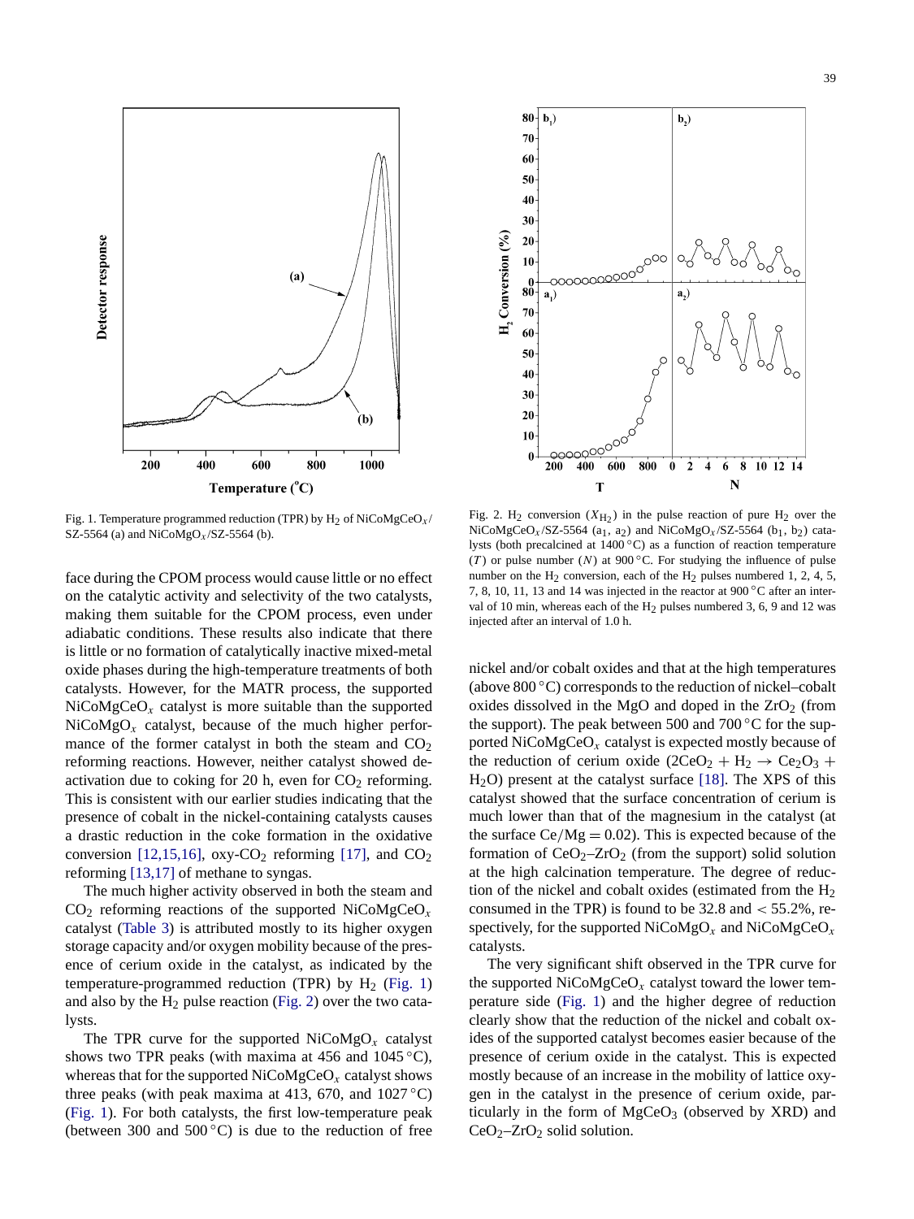Fig. 1. Temperature programmed reduction (TPR) by $H_2$ of $NiCoMgCeO_x$/SZ-5564 (a) and $NiCoMgO_x$/SZ-5564 (b).

Fig. 2. $H_2$ conversion ($X_{H_2}$) in the pulse reaction of pure $H_2$ over the $NiCoMgCeO_x$/SZ-5564 ($a_1$, $a_2$) and $NiCoMgO_x$/SZ-5564 ($b_1$, $b_2$) catalysts (both precalcined at 1400 °C) as a function of reaction temperature ($T$) or pulse number ($N$) at 900 °C. For studying the influence of pulse number on the $H_2$ conversion, each of the $H_2$ pulses numbered 1, 2, 4, 5, 7, 8, 10, 11, 13 and 14 was injected in the reactor at 900 °C after an interval of 10 min, whereas each of the $H_2$ pulses numbered 3, 6, 9 and 12 was injected after an interval of 1.0 h.

face during the CPOM process would cause little or no effect on the catalytic activity and selectivity of the two catalysts, making them suitable for the CPOM process, even under adiabatic conditions. These results also indicate that there is little or no formation of catalytically inactive mixed-metal oxide phases during the high-temperature treatments of both catalysts. However, for the MATR process, the supported $NiCoMgCeO_x$ catalyst is more suitable than the supported $NiCoMgO_x$ catalyst, because of the much higher performance of the former catalyst in both the steam and $CO_2$ reforming reactions. However, neither catalyst showed deactivation due to coking for 20 h, even for $CO_2$ reforming. This is consistent with our earlier studies indicating that the presence of cobalt in the nickel-containing catalysts causes a drastic reduction in the coke formation in the oxidative conversion [12,15,16], oxy-$CO_2$ reforming [17], and $CO_2$ reforming [13,17] of methane to syngas.

The much higher activity observed in both the steam and $CO_2$ reforming reactions of the supported $NiCoMgCeO_x$ catalyst (Table 3) is attributed mostly to its higher oxygen storage capacity and/or oxygen mobility because of the presence of cerium oxide in the catalyst, as indicated by the temperature-programmed reduction (TPR) by $H_2$ (Fig. 1) and also by the $H_2$ pulse reaction (Fig. 2) over the two catalysts.

The TPR curve for the supported $NiCoMgO_x$ catalyst shows two TPR peaks (with maxima at 456 and 1045 °C), whereas that for the supported $NiCoMgCeO_x$ catalyst shows three peaks (with peak maxima at 413, 670, and 1027 °C) (Fig. 1). For both catalysts, the first low-temperature peak (between 300 and 500 °C) is due to the reduction of free nickel and/or cobalt oxides and that at the high temperatures (above 800 °C) corresponds to the reduction of nickel–cobalt oxides dissolved in the MgO and doped in the $ZrO_2$ (from the support). The peak between 500 and 700 °C for the supported $NiCoMgCeO_x$ catalyst is expected mostly because of the reduction of cerium oxide ($2CeO_2 + H_2 \rightarrow Ce_2O_3 + H_2O$) present at the catalyst surface [18]. The XPS of this catalyst showed that the surface concentration of cerium is much lower than that of the magnesium in the catalyst (at the surface $Ce/Mg = 0.02$). This is expected because of the formation of $CeO_2$–$ZrO_2$ (from the support) solid solution at the high calcination temperature. The degree of reduction of the nickel and cobalt oxides (estimated from the $H_2$ consumed in the TPR) is found to be 32.8 and $< 55.2\%$, respectively, for the supported $NiCoMgO_x$ and $NiCoMgCeO_x$ catalysts.

The very significant shift observed in the TPR curve for the supported $NiCoMgCeO_x$ catalyst toward the lower temperature side (Fig. 1) and the higher degree of reduction clearly show that the reduction of the nickel and cobalt oxides of the supported catalyst becomes easier because of the presence of cerium oxide in the catalyst. This is expected mostly because of an increase in the mobility of lattice oxygen in the catalyst in the presence of cerium oxide, particularly in the form of $MgCeO_3$ (observed by XRD) and $CeO_2$–$ZrO_2$ solid solution.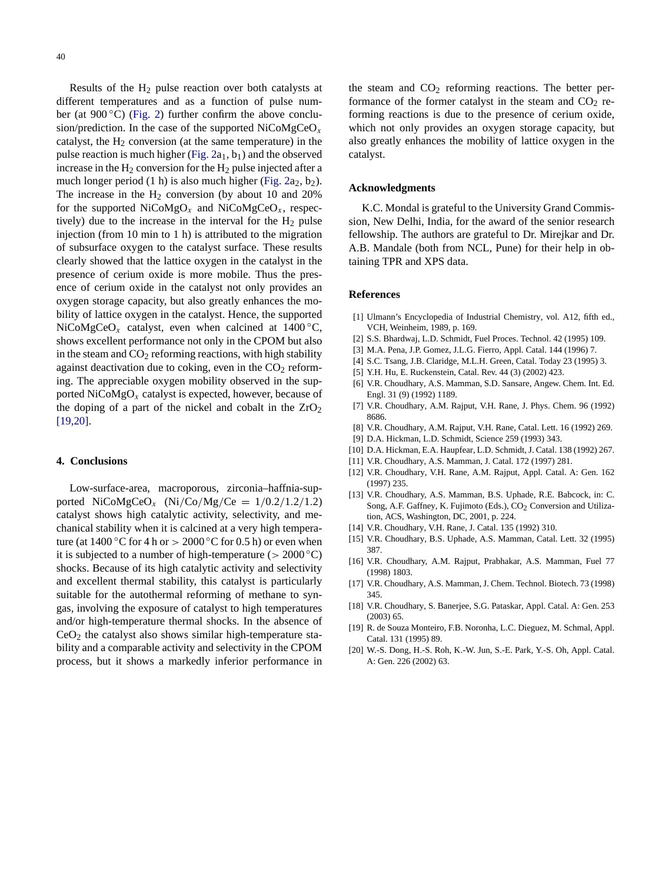Results of the $H_2$ pulse reaction over both catalysts at different temperatures and as a function of pulse number (at 900 °C) (Fig. 2) further confirm the above conclusion/prediction. In the case of the supported $NiCoMgCeO_x$ catalyst, the $H_2$ conversion (at the same temperature) in the pulse reaction is much higher (Fig. 2$a_1$, $b_1$) and the observed increase in the $H_2$ conversion for the $H_2$ pulse injected after a much longer period (1 h) is also much higher (Fig. 2$a_2$, $b_2$). The increase in the $H_2$ conversion (by about 10 and 20% for the supported $NiCoMgO_x$ and $NiCoMgCeO_x$, respectively) due to the increase in the interval for the $H_2$ pulse injection (from 10 min to 1 h) is attributed to the migration of subsurface oxygen to the catalyst surface. These results clearly showed that the lattice oxygen in the catalyst in the presence of cerium oxide is more mobile. Thus the presence of cerium oxide in the catalyst not only provides an oxygen storage capacity, but also greatly enhances the mobility of lattice oxygen in the catalyst. Hence, the supported $NiCoMgCeO_x$ catalyst, even when calcined at 1400 °C, shows excellent performance not only in the CPOM but also in the steam and $CO_2$ reforming reactions, with high stability against deactivation due to coking, even in the $CO_2$ reforming. The appreciable oxygen mobility observed in the supported $NiCoMgO_x$ catalyst is expected, however, because of the doping of a part of the nickel and cobalt in the $ZrO_2$ [19,20].

## 4. Conclusions

Low-surface-area, macroporous, zirconia–haffnia-supported $NiCoMgCeO_x$ ($Ni/Co/Mg/Ce = 1/0.2/1.2/1.2$) catalyst shows high catalytic activity, selectivity, and mechanical stability when it is calcined at a very high temperature (at 1400 °C for 4 h or $> 2000$ °C for 0.5 h) or even when it is subjected to a number of high-temperature ($> 2000$ °C) shocks. Because of its high catalytic activity and selectivity and excellent thermal stability, this catalyst is particularly suitable for the autothermal reforming of methane to syngas, involving the exposure of catalyst to high temperatures and/or high-temperature thermal shocks. In the absence of $CeO_2$ the catalyst also shows similar high-temperature stability and a comparable activity and selectivity in the CPOM process, but it shows a markedly inferior performance in the steam and $CO_2$ reforming reactions. The better performance of the former catalyst in the steam and $CO_2$ reforming reactions is due to the presence of cerium oxide, which not only provides an oxygen storage capacity, but also greatly enhances the mobility of lattice oxygen in the catalyst.

## Acknowledgments

K.C. Mondal is grateful to the University Grand Commission, New Delhi, India, for the award of the senior research fellowship. The authors are grateful to Dr. Mirejkar and Dr. A.B. Mandale (both from NCL, Pune) for their help in obtaining TPR and XPS data.

## References

[1] Ulmann's Encyclopedia of Industrial Chemistry, vol. A12, fifth ed., VCH, Weinheim, 1989, p. 169.
[2] S.S. Bhardwaj, L.D. Schmidt, Fuel Proces. Technol. 42 (1995) 109.
[3] M.A. Pena, J.P. Gomez, J.L.G. Fierro, Appl. Catal. 144 (1996) 7.
[4] S.C. Tsang, J.B. Claridge, M.L.H. Green, Catal. Today 23 (1995) 3.
[5] Y.H. Hu, E. Ruckenstein, Catal. Rev. 44 (3) (2002) 423.
[6] V.R. Choudhary, A.S. Mamman, S.D. Sansare, Angew. Chem. Int. Ed. Engl. 31 (9) (1992) 1189.
[7] V.R. Choudhary, A.M. Rajput, V.H. Rane, J. Phys. Chem. 96 (1992) 8686.
[8] V.R. Choudhary, A.M. Rajput, V.H. Rane, Catal. Lett. 16 (1992) 269.
[9] D.A. Hickman, L.D. Schmidt, Science 259 (1993) 343.
[10] D.A. Hickman, E.A. Haupfear, L.D. Schmidt, J. Catal. 138 (1992) 267.
[11] V.R. Choudhary, A.S. Mamman, J. Catal. 172 (1997) 281.
[12] V.R. Choudhary, V.H. Rane, A.M. Rajput, Appl. Catal. A: Gen. 162 (1997) 235.
[13] V.R. Choudhary, A.S. Mamman, B.S. Uphade, R.E. Babcock, in: C. Song, A.F. Gaffney, K. Fujimoto (Eds.), $CO_2$ Conversion and Utilization, ACS, Washington, DC, 2001, p. 224.
[14] V.R. Choudhary, V.H. Rane, J. Catal. 135 (1992) 310.
[15] V.R. Choudhary, B.S. Uphade, A.S. Mamman, Catal. Lett. 32 (1995) 387.
[16] V.R. Choudhary, A.M. Rajput, Prabhakar, A.S. Mamman, Fuel 77 (1998) 1803.
[17] V.R. Choudhary, A.S. Mamman, J. Chem. Technol. Biotech. 73 (1998) 345.
[18] V.R. Choudhary, S. Banerjee, S.G. Pataskar, Appl. Catal. A: Gen. 253 (2003) 65.
[19] R. de Souza Monteiro, F.B. Noronha, L.C. Dieguez, M. Schmal, Appl. Catal. 131 (1995) 89.
[20] W.-S. Dong, H.-S. Roh, K.-W. Jun, S.-E. Park, Y.-S. Oh, Appl. Catal. A: Gen. 226 (2002) 63.